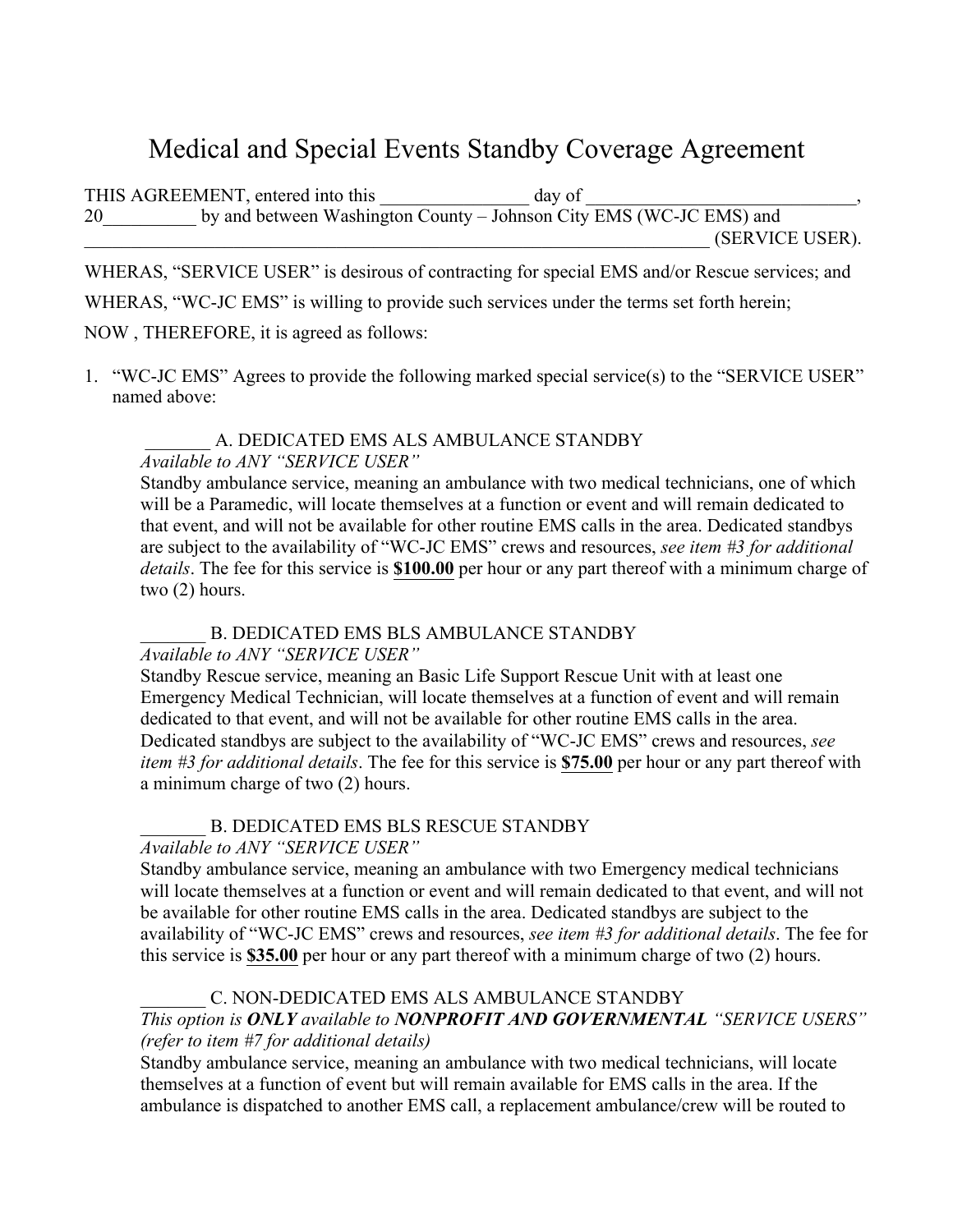# Medical and Special Events Standby Coverage Agreement

THIS AGREEMENT, entered into this ________________ day of ______________________________, 20__________ by and between Washington County – Johnson City EMS (WC-JC EMS) and _____________________________________________________________________ (SERVICE USER).

WHERAS, "SERVICE USER" is desirous of contracting for special EMS and/or Rescue services; and

WHERAS, "WC-JC EMS" is willing to provide such services under the terms set forth herein;

NOW , THEREFORE, it is agreed as follows:

1. "WC-JC EMS" Agrees to provide the following marked special service(s) to the "SERVICE USER" named above:

   _______ A. DEDICATED EMS ALS AMBULANCE STANDBY
   *Available to ANY "SERVICE USER"*
   Standby ambulance service, meaning an ambulance with two medical technicians, one of which will be a Paramedic, will locate themselves at a function or event and will remain dedicated to that event, and will not be available for other routine EMS calls in the area. Dedicated standbys are subject to the availability of "WC-JC EMS" crews and resources, *see item #3 for additional details*. The fee for this service is **$100.00** per hour or any part thereof with a minimum charge of two (2) hours.

   _______ B. DEDICATED EMS BLS AMBULANCE STANDBY
   *Available to ANY "SERVICE USER"*
   Standby Rescue service, meaning an Basic Life Support Rescue Unit with at least one Emergency Medical Technician, will locate themselves at a function of event and will remain dedicated to that event, and will not be available for other routine EMS calls in the area. Dedicated standbys are subject to the availability of "WC-JC EMS" crews and resources, *see item #3 for additional details*. The fee for this service is **$75.00** per hour or any part thereof with a minimum charge of two (2) hours.

   _______ B. DEDICATED EMS BLS RESCUE STANDBY
   *Available to ANY "SERVICE USER"*
   Standby ambulance service, meaning an ambulance with two Emergency medical technicians will locate themselves at a function or event and will remain dedicated to that event, and will not be available for other routine EMS calls in the area. Dedicated standbys are subject to the availability of "WC-JC EMS" crews and resources, *see item #3 for additional details*. The fee for this service is **$35.00** per hour or any part thereof with a minimum charge of two (2) hours.

   _______ C. NON-DEDICATED EMS ALS AMBULANCE STANDBY
   *This option is **ONLY** available to **NONPROFIT AND GOVERNMENTAL** "SERVICE USERS" (refer to item #7 for additional details)*
   Standby ambulance service, meaning an ambulance with two medical technicians, will locate themselves at a function of event but will remain available for EMS calls in the area. If the ambulance is dispatched to another EMS call, a replacement ambulance/crew will be routed to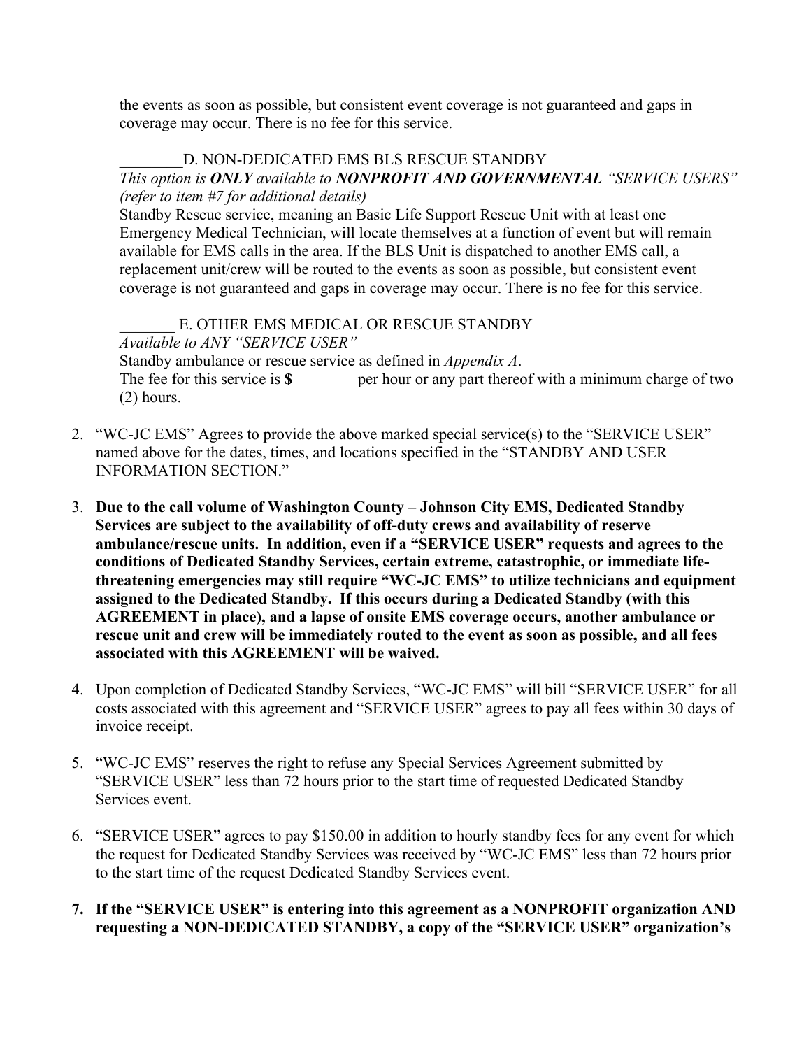the events as soon as possible, but consistent event coverage is not guaranteed and gaps in coverage may occur. There is no fee for this service.

________D. NON-DEDICATED EMS BLS RESCUE STANDBY
*This option is **ONLY** available to **NONPROFIT AND GOVERNMENTAL** "SERVICE USERS" (refer to item #7 for additional details)*
Standby Rescue service, meaning an Basic Life Support Rescue Unit with at least one Emergency Medical Technician, will locate themselves at a function of event but will remain available for EMS calls in the area. If the BLS Unit is dispatched to another EMS call, a replacement unit/crew will be routed to the events as soon as possible, but consistent event coverage is not guaranteed and gaps in coverage may occur. There is no fee for this service.

_______ E. OTHER EMS MEDICAL OR RESCUE STANDBY
*Available to ANY "SERVICE USER"*
Standby ambulance or rescue service as defined in *Appendix A*.
The fee for this service is **$**_________ per hour or any part thereof with a minimum charge of two (2) hours.

2. "WC-JC EMS" Agrees to provide the above marked special service(s) to the "SERVICE USER" named above for the dates, times, and locations specified in the "STANDBY AND USER INFORMATION SECTION."

3. **Due to the call volume of Washington County – Johnson City EMS, Dedicated Standby Services are subject to the availability of off-duty crews and availability of reserve ambulance/rescue units. In addition, even if a "SERVICE USER" requests and agrees to the conditions of Dedicated Standby Services, certain extreme, catastrophic, or immediate life-threatening emergencies may still require "WC-JC EMS" to utilize technicians and equipment assigned to the Dedicated Standby. If this occurs during a Dedicated Standby (with this AGREEMENT in place), and a lapse of onsite EMS coverage occurs, another ambulance or rescue unit and crew will be immediately routed to the event as soon as possible, and all fees associated with this AGREEMENT will be waived.**

4. Upon completion of Dedicated Standby Services, "WC-JC EMS" will bill "SERVICE USER" for all costs associated with this agreement and "SERVICE USER" agrees to pay all fees within 30 days of invoice receipt.

5. "WC-JC EMS" reserves the right to refuse any Special Services Agreement submitted by "SERVICE USER" less than 72 hours prior to the start time of requested Dedicated Standby Services event.

6. "SERVICE USER" agrees to pay $150.00 in addition to hourly standby fees for any event for which the request for Dedicated Standby Services was received by "WC-JC EMS" less than 72 hours prior to the start time of the request Dedicated Standby Services event.

7. **If the "SERVICE USER" is entering into this agreement as a NONPROFIT organization AND requesting a NON-DEDICATED STANDBY, a copy of the "SERVICE USER" organization's**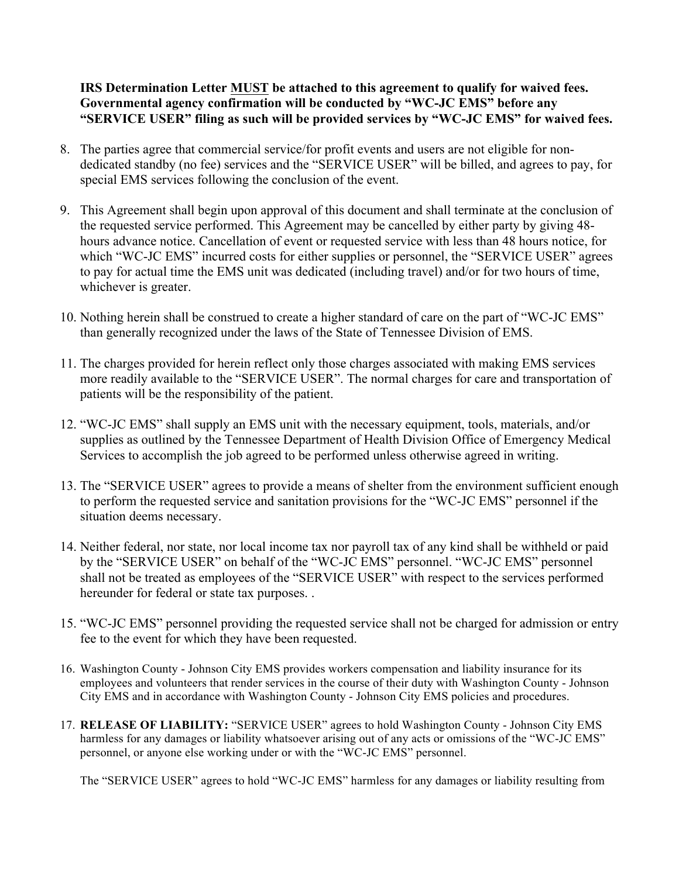**IRS Determination Letter MUST be attached to this agreement to qualify for waived fees. Governmental agency confirmation will be conducted by "WC-JC EMS" before any "SERVICE USER" filing as such will be provided services by "WC-JC EMS" for waived fees.**

8. The parties agree that commercial service/for profit events and users are not eligible for non-dedicated standby (no fee) services and the "SERVICE USER" will be billed, and agrees to pay, for special EMS services following the conclusion of the event.

9. This Agreement shall begin upon approval of this document and shall terminate at the conclusion of the requested service performed. This Agreement may be cancelled by either party by giving 48-hours advance notice. Cancellation of event or requested service with less than 48 hours notice, for which "WC-JC EMS" incurred costs for either supplies or personnel, the "SERVICE USER" agrees to pay for actual time the EMS unit was dedicated (including travel) and/or for two hours of time, whichever is greater.

10. Nothing herein shall be construed to create a higher standard of care on the part of "WC-JC EMS" than generally recognized under the laws of the State of Tennessee Division of EMS.

11. The charges provided for herein reflect only those charges associated with making EMS services more readily available to the "SERVICE USER". The normal charges for care and transportation of patients will be the responsibility of the patient.

12. "WC-JC EMS" shall supply an EMS unit with the necessary equipment, tools, materials, and/or supplies as outlined by the Tennessee Department of Health Division Office of Emergency Medical Services to accomplish the job agreed to be performed unless otherwise agreed in writing.

13. The "SERVICE USER" agrees to provide a means of shelter from the environment sufficient enough to perform the requested service and sanitation provisions for the "WC-JC EMS" personnel if the situation deems necessary.

14. Neither federal, nor state, nor local income tax nor payroll tax of any kind shall be withheld or paid by the "SERVICE USER" on behalf of the "WC-JC EMS" personnel. "WC-JC EMS" personnel shall not be treated as employees of the "SERVICE USER" with respect to the services performed hereunder for federal or state tax purposes. .

15. "WC-JC EMS" personnel providing the requested service shall not be charged for admission or entry fee to the event for which they have been requested.

16. Washington County - Johnson City EMS provides workers compensation and liability insurance for its employees and volunteers that render services in the course of their duty with Washington County - Johnson City EMS and in accordance with Washington County - Johnson City EMS policies and procedures.

17. **RELEASE OF LIABILITY:** "SERVICE USER" agrees to hold Washington County - Johnson City EMS harmless for any damages or liability whatsoever arising out of any acts or omissions of the "WC-JC EMS" personnel, or anyone else working under or with the "WC-JC EMS" personnel.

    The "SERVICE USER" agrees to hold "WC-JC EMS" harmless for any damages or liability resulting from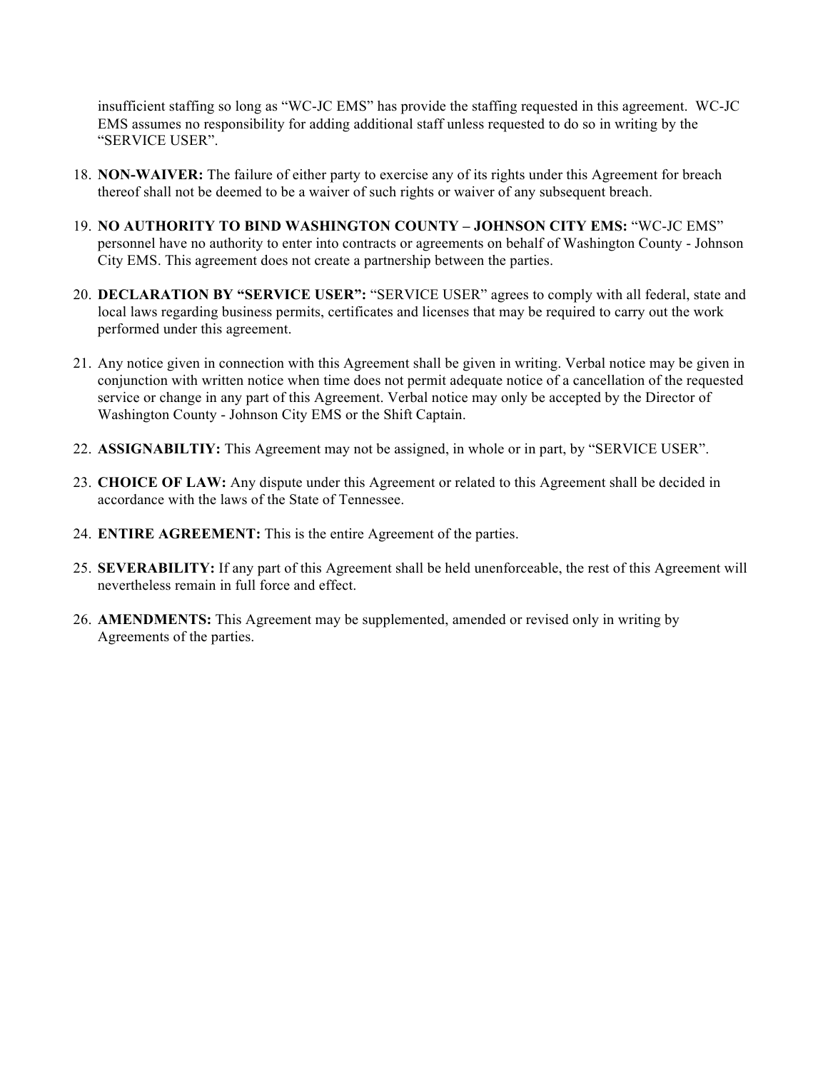insufficient staffing so long as “WC-JC EMS” has provide the staffing requested in this agreement. WC-JC EMS assumes no responsibility for adding additional staff unless requested to do so in writing by the “SERVICE USER”.

18. **NON-WAIVER:** The failure of either party to exercise any of its rights under this Agreement for breach thereof shall not be deemed to be a waiver of such rights or waiver of any subsequent breach.

19. **NO AUTHORITY TO BIND WASHINGTON COUNTY – JOHNSON CITY EMS:** “WC-JC EMS” personnel have no authority to enter into contracts or agreements on behalf of Washington County - Johnson City EMS. This agreement does not create a partnership between the parties.

20. **DECLARATION BY “SERVICE USER”:** “SERVICE USER” agrees to comply with all federal, state and local laws regarding business permits, certificates and licenses that may be required to carry out the work performed under this agreement.

21. Any notice given in connection with this Agreement shall be given in writing. Verbal notice may be given in conjunction with written notice when time does not permit adequate notice of a cancellation of the requested service or change in any part of this Agreement. Verbal notice may only be accepted by the Director of Washington County - Johnson City EMS or the Shift Captain.

22. **ASSIGNABILTIY:** This Agreement may not be assigned, in whole or in part, by “SERVICE USER”.

23. **CHOICE OF LAW:** Any dispute under this Agreement or related to this Agreement shall be decided in accordance with the laws of the State of Tennessee.

24. **ENTIRE AGREEMENT:** This is the entire Agreement of the parties.

25. **SEVERABILITY:** If any part of this Agreement shall be held unenforceable, the rest of this Agreement will nevertheless remain in full force and effect.

26. **AMENDMENTS:** This Agreement may be supplemented, amended or revised only in writing by Agreements of the parties.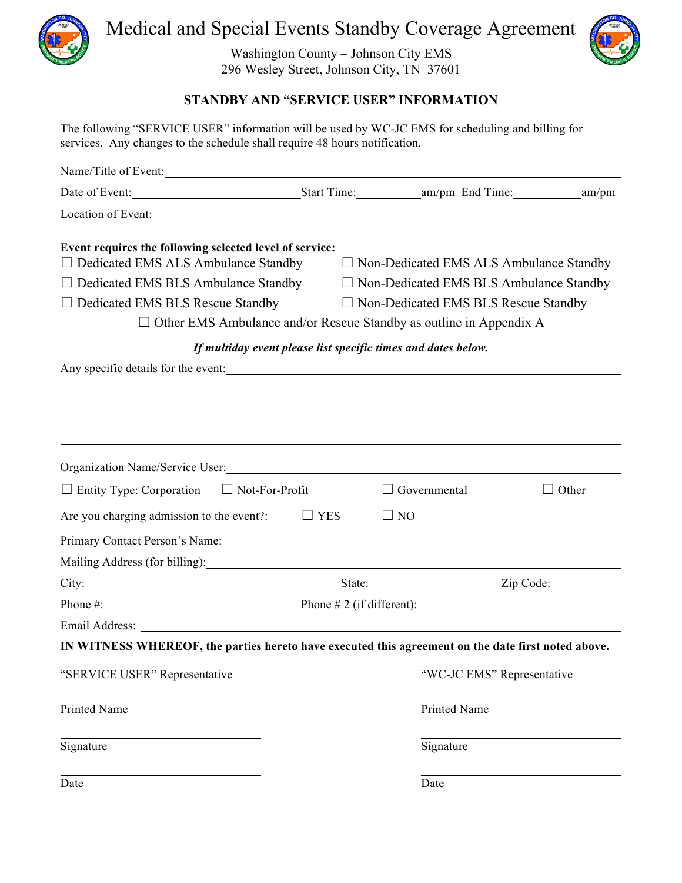# Medical and Special Events Standby Coverage Agreement

Washington County – Johnson City EMS
296 Wesley Street, Johnson City, TN 37601

## STANDBY AND "SERVICE USER" INFORMATION

The following "SERVICE USER" information will be used by WC-JC EMS for scheduling and billing for services. Any changes to the schedule shall require 48 hours notification.

Name/Title of Event: ______________________________________________

Date of Event: ____________________ Start Time: __________ am/pm End Time: __________ am/pm

Location of Event: ______________________________________________

**Event requires the following selected level of service:**

☐ Dedicated EMS ALS Ambulance Standby ☐ Non-Dedicated EMS ALS Ambulance Standby

☐ Dedicated EMS BLS Ambulance Standby ☐ Non-Dedicated EMS BLS Ambulance Standby

☐ Dedicated EMS BLS Rescue Standby ☐ Non-Dedicated EMS BLS Rescue Standby

☐ Other EMS Ambulance and/or Rescue Standby as outline in Appendix A

***If multiday event please list specific times and dates below.***

Any specific details for the event: ______________________________________________

______________________________________________

______________________________________________

______________________________________________

______________________________________________

______________________________________________

Organization Name/Service User: ______________________________________________

☐ Entity Type: Corporation ☐ Not-For-Profit ☐ Governmental ☐ Other

Are you charging admission to the event?: ☐ YES ☐ NO

Primary Contact Person's Name: ______________________________________________

Mailing Address (for billing): ______________________________________________

City: ____________________ State: ____________________ Zip Code: __________

Phone #: ____________________ Phone # 2 (if different): ____________________

Email Address: ______________________________________________

**IN WITNESS WHEREOF, the parties hereto have executed this agreement on the date first noted above.**

"SERVICE USER" Representative

______________________
Printed Name

______________________
Signature

______________________
Date

"WC-JC EMS" Representative

______________________
Printed Name

______________________
Signature

______________________
Date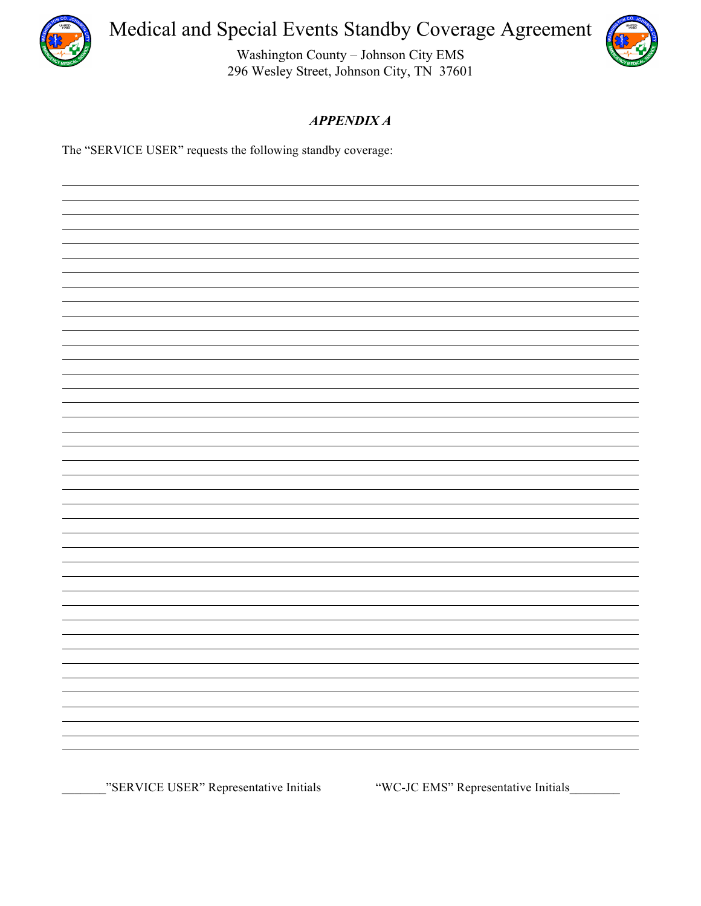# Medical and Special Events Standby Coverage Agreement

Washington County – Johnson City EMS
296 Wesley Street, Johnson City, TN 37601

***APPENDIX A***

The "SERVICE USER" requests the following standby coverage:

\_\_\_\_\_\_\_\_\_\_\_\_\_\_\_\_\_\_\_\_\_\_\_\_\_\_\_\_\_\_\_\_\_\_\_\_\_\_\_\_\_\_\_\_\_\_\_\_\_\_\_\_\_\_\_\_\_\_\_\_\_\_\_\_\_\_\_\_\_\_\_\_\_\_\_\_\_\_\_\_

\_\_\_\_\_\_\_\_\_\_\_\_\_\_\_\_\_\_\_\_\_\_\_\_\_\_\_\_\_\_\_\_\_\_\_\_\_\_\_\_\_\_\_\_\_\_\_\_\_\_\_\_\_\_\_\_\_\_\_\_\_\_\_\_\_\_\_\_\_\_\_\_\_\_\_\_\_\_\_\_

\_\_\_\_\_\_\_\_\_\_\_\_\_\_\_\_\_\_\_\_\_\_\_\_\_\_\_\_\_\_\_\_\_\_\_\_\_\_\_\_\_\_\_\_\_\_\_\_\_\_\_\_\_\_\_\_\_\_\_\_\_\_\_\_\_\_\_\_\_\_\_\_\_\_\_\_\_\_\_\_

\_\_\_\_\_\_\_"SERVICE USER" Representative Initials "WC-JC EMS" Representative Initials\_\_\_\_\_\_\_\_